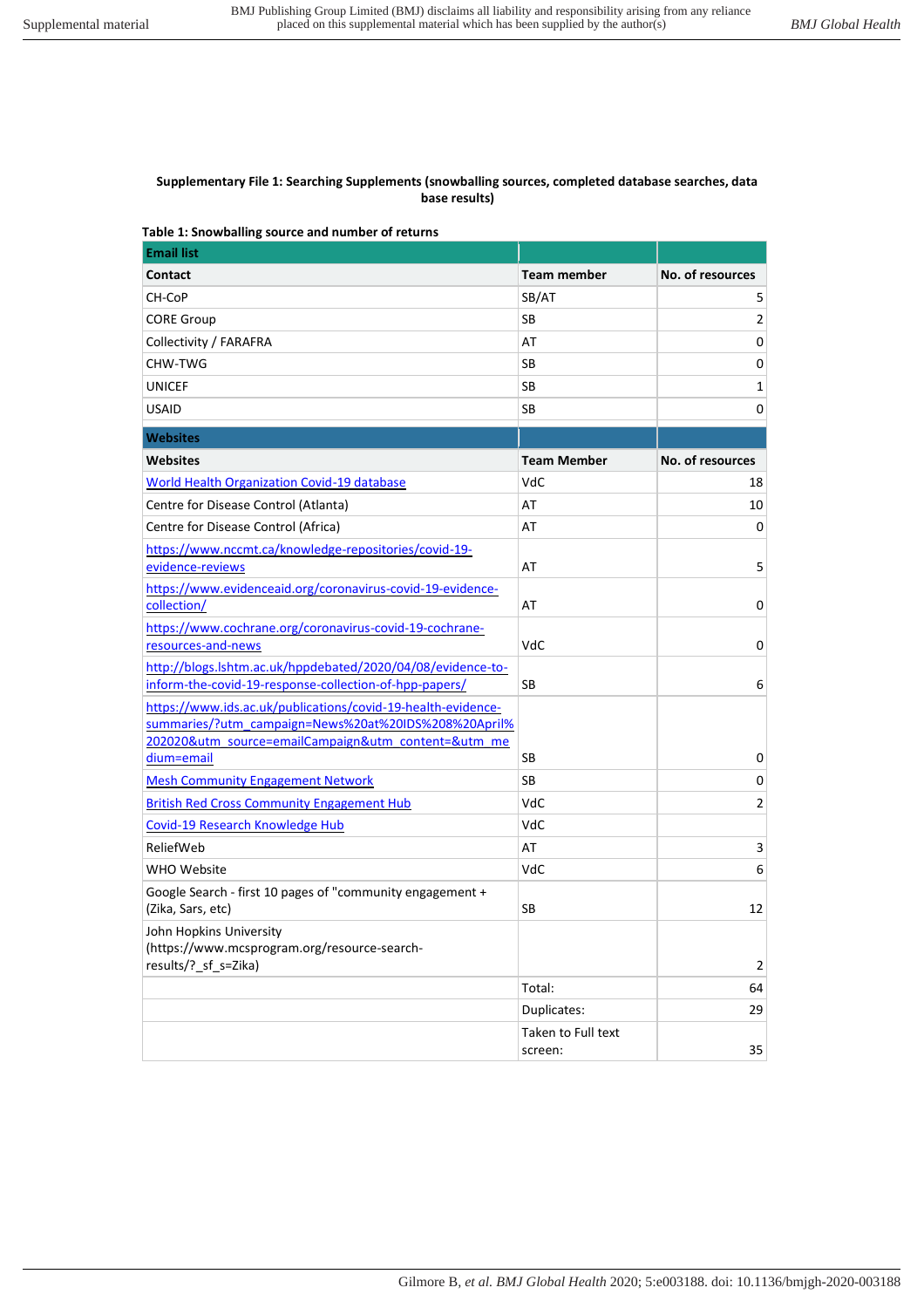**Supplementary File 1: Searching Supplements (snowballing sources, completed database searches, data base results)**

**Table 1: Snowballing source and number of returns**

| **Email list** | | |
|---|---|---|
| **Contact** | **Team member** | **No. of resources** |
| CH-CoP | SB/AT | 5 |
| CORE Group | SB | 2 |
| Collectivity / FARAFRA | AT | 0 |
| CHW-TWG | SB | 0 |
| UNICEF | SB | 1 |
| USAID | SB | 0 |
| **Websites** | | |
| **Websites** | **Team Member** | **No. of resources** |
| World Health Organization Covid-19 database | VdC | 18 |
| Centre for Disease Control (Atlanta) | AT | 10 |
| Centre for Disease Control (Africa) | AT | 0 |
| https://www.nccmt.ca/knowledge-repositories/covid-19-evidence-reviews | AT | 5 |
| https://www.evidenceaid.org/coronavirus-covid-19-evidence-collection/ | AT | 0 |
| https://www.cochrane.org/coronavirus-covid-19-cochrane-resources-and-news | VdC | 0 |
| http://blogs.lshtm.ac.uk/hppdebated/2020/04/08/evidence-to-inform-the-covid-19-response-collection-of-hpp-papers/ | SB | 6 |
| https://www.ids.ac.uk/publications/covid-19-health-evidence-summaries/?utm_campaign=News%20at%20IDS%208%20April%202020&utm_source=emailCampaign&utm_content=&utm_medium=email | SB | 0 |
| Mesh Community Engagement Network | SB | 0 |
| British Red Cross Community Engagement Hub | VdC | 2 |
| Covid-19 Research Knowledge Hub | VdC | |
| ReliefWeb | AT | 3 |
| WHO Website | VdC | 6 |
| Google Search - first 10 pages of "community engagement + (Zika, Sars, etc) | SB | 12 |
| John Hopkins University (https://www.mcsprogram.org/resource-search-results/?_sf_s=Zika) | | 2 |
| | Total: | 64 |
| | Duplicates: | 29 |
| | Taken to Full text screen: | 35 |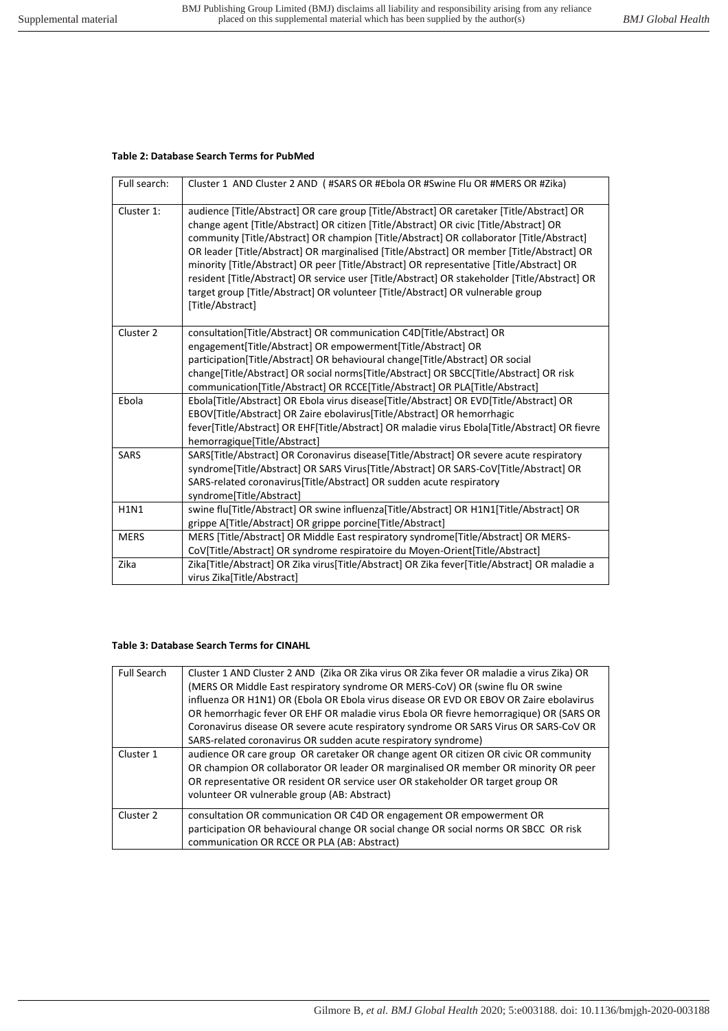**Table 2: Database Search Terms for PubMed**

| Full search: | Cluster 1 AND Cluster 2 AND ( #SARS OR #Ebola OR #Swine Flu OR #MERS OR #Zika) |
|---|---|
| Cluster 1: | audience [Title/Abstract] OR care group [Title/Abstract] OR caretaker [Title/Abstract] OR change agent [Title/Abstract] OR citizen [Title/Abstract] OR civic [Title/Abstract] OR community [Title/Abstract] OR champion [Title/Abstract] OR collaborator [Title/Abstract] OR leader [Title/Abstract] OR marginalised [Title/Abstract] OR member [Title/Abstract] OR minority [Title/Abstract] OR peer [Title/Abstract] OR representative [Title/Abstract] OR resident [Title/Abstract] OR service user [Title/Abstract] OR stakeholder [Title/Abstract] OR target group [Title/Abstract] OR volunteer [Title/Abstract] OR vulnerable group [Title/Abstract] |
| Cluster 2 | consultation[Title/Abstract] OR communication C4D[Title/Abstract] OR engagement[Title/Abstract] OR empowerment[Title/Abstract] OR participation[Title/Abstract] OR behavioural change[Title/Abstract] OR social change[Title/Abstract] OR social norms[Title/Abstract] OR SBCC[Title/Abstract] OR risk communication[Title/Abstract] OR RCCE[Title/Abstract] OR PLA[Title/Abstract] |
| Ebola | Ebola[Title/Abstract] OR Ebola virus disease[Title/Abstract] OR EVD[Title/Abstract] OR EBOV[Title/Abstract] OR Zaire ebolavirus[Title/Abstract] OR hemorrhagic fever[Title/Abstract] OR EHF[Title/Abstract] OR maladie virus Ebola[Title/Abstract] OR fievre hemorragique[Title/Abstract] |
| SARS | SARS[Title/Abstract] OR Coronavirus disease[Title/Abstract] OR severe acute respiratory syndrome[Title/Abstract] OR SARS Virus[Title/Abstract] OR SARS-CoV[Title/Abstract] OR SARS-related coronavirus[Title/Abstract] OR sudden acute respiratory syndrome[Title/Abstract] |
| H1N1 | swine flu[Title/Abstract] OR swine influenza[Title/Abstract] OR H1N1[Title/Abstract] OR grippe A[Title/Abstract] OR grippe porcine[Title/Abstract] |
| MERS | MERS [Title/Abstract] OR Middle East respiratory syndrome[Title/Abstract] OR MERS-CoV[Title/Abstract] OR syndrome respiratoire du Moyen-Orient[Title/Abstract] |
| Zika | Zika[Title/Abstract] OR Zika virus[Title/Abstract] OR Zika fever[Title/Abstract] OR maladie a virus Zika[Title/Abstract] |

**Table 3: Database Search Terms for CINAHL**

| Full Search | Cluster 1 AND Cluster 2 AND (Zika OR Zika virus OR Zika fever OR maladie a virus Zika) OR (MERS OR Middle East respiratory syndrome OR MERS-CoV) OR (swine flu OR swine influenza OR H1N1) OR (Ebola OR Ebola virus disease OR EVD OR EBOV OR Zaire ebolavirus OR hemorrhagic fever OR EHF OR maladie virus Ebola OR fievre hemorragique) OR (SARS OR Coronavirus disease OR severe acute respiratory syndrome OR SARS Virus OR SARS-CoV OR SARS-related coronavirus OR sudden acute respiratory syndrome) |
|---|---|
| Cluster 1 | audience OR care group OR caretaker OR change agent OR citizen OR civic OR community OR champion OR collaborator OR leader OR marginalised OR member OR minority OR peer OR representative OR resident OR service user OR stakeholder OR target group OR volunteer OR vulnerable group (AB: Abstract) |
| Cluster 2 | consultation OR communication OR C4D OR engagement OR empowerment OR participation OR behavioural change OR social change OR social norms OR SBCC OR risk communication OR RCCE OR PLA (AB: Abstract) |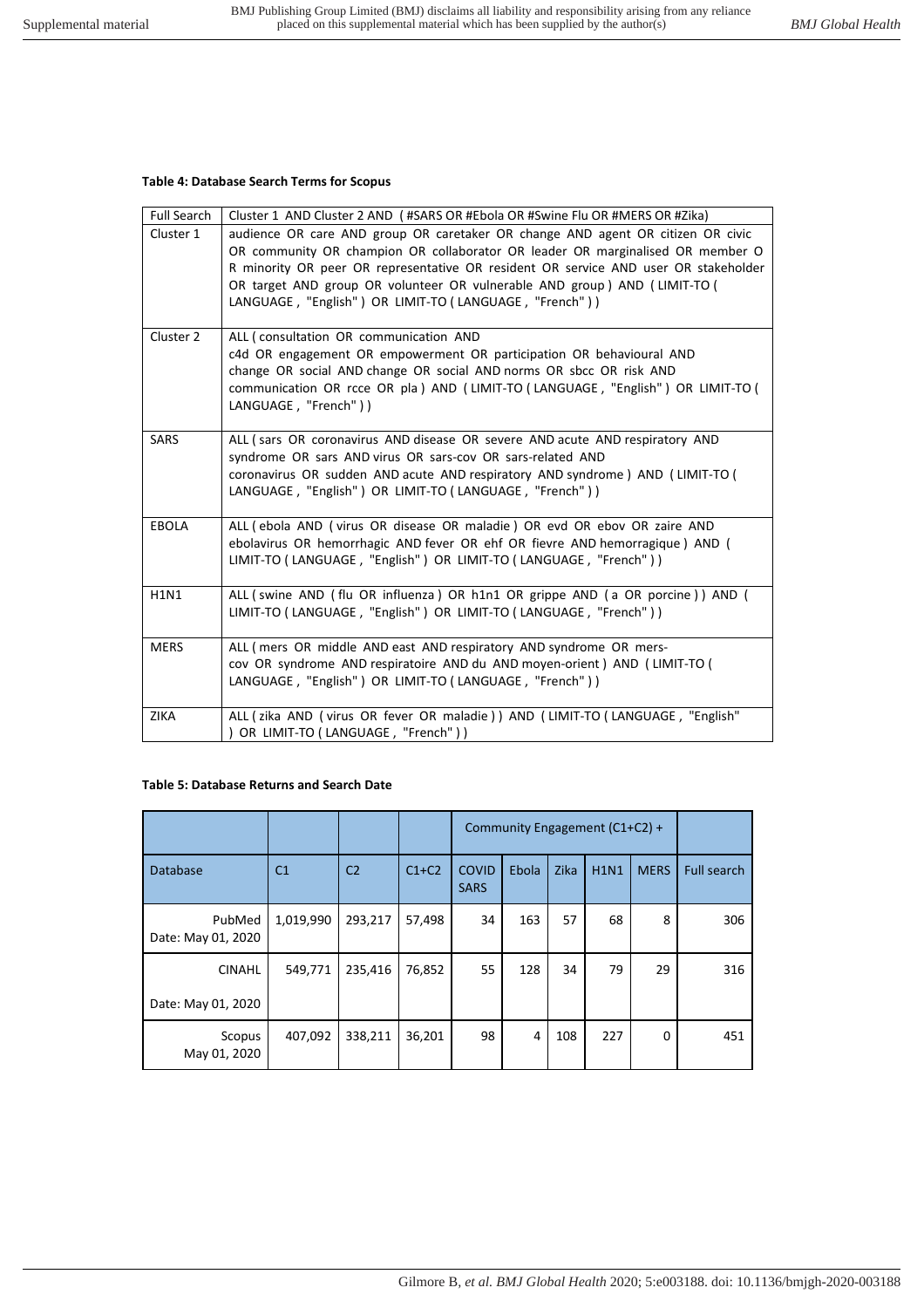**Table 4: Database Search Terms for Scopus**

| | |
|---|---|
| Full Search | Cluster 1 AND Cluster 2 AND ( #SARS OR #Ebola OR #Swine Flu OR #MERS OR #Zika) |
| Cluster 1 | audience OR care AND group OR caretaker OR change AND agent OR citizen OR civic OR community OR champion OR collaborator OR leader OR marginalised OR member O R minority OR peer OR representative OR resident OR service AND user OR stakeholder OR target AND group OR volunteer OR vulnerable AND group ) AND ( LIMIT-TO ( LANGUAGE , "English" ) OR LIMIT-TO ( LANGUAGE , "French" ) ) |
| Cluster 2 | ALL ( consultation OR communication AND c4d OR engagement OR empowerment OR participation OR behavioural AND change OR social AND change OR social AND norms OR sbcc OR risk AND communication OR rcce OR pla ) AND ( LIMIT-TO ( LANGUAGE , "English" ) OR LIMIT-TO ( LANGUAGE , "French" ) ) |
| SARS | ALL ( sars OR coronavirus AND disease OR severe AND acute AND respiratory AND syndrome OR sars AND virus OR sars-cov OR sars-related AND coronavirus OR sudden AND acute AND respiratory AND syndrome ) AND ( LIMIT-TO ( LANGUAGE , "English" ) OR LIMIT-TO ( LANGUAGE , "French" ) ) |
| EBOLA | ALL ( ebola AND ( virus OR disease OR maladie ) OR evd OR ebov OR zaire AND ebolavirus OR hemorrhagic AND fever OR ehf OR fievre AND hemorragique ) AND ( LIMIT-TO ( LANGUAGE , "English" ) OR LIMIT-TO ( LANGUAGE , "French" ) ) |
| H1N1 | ALL ( swine AND ( flu OR influenza ) OR h1n1 OR grippe AND ( a OR porcine ) ) AND ( LIMIT-TO ( LANGUAGE , "English" ) OR LIMIT-TO ( LANGUAGE , "French" ) ) |
| MERS | ALL ( mers OR middle AND east AND respiratory AND syndrome OR mers-cov OR syndrome AND respiratoire AND du AND moyen-orient ) AND ( LIMIT-TO ( LANGUAGE , "English" ) OR LIMIT-TO ( LANGUAGE , "French" ) ) |
| ZIKA | ALL ( zika AND ( virus OR fever OR maladie ) ) AND ( LIMIT-TO ( LANGUAGE , "English" ) OR LIMIT-TO ( LANGUAGE , "French" ) ) |

**Table 5: Database Returns and Search Date**

| | | | | Community Engagement (C1+C2) + | | | | | |
|---|---|---|---|---|---|---|---|---|---|
| Database | C1 | C2 | C1+C2 | COVID SARS | Ebola | Zika | H1N1 | MERS | Full search |
| PubMed Date: May 01, 2020 | 1,019,990 | 293,217 | 57,498 | 34 | 163 | 57 | 68 | 8 | 306 |
| CINAHL Date: May 01, 2020 | 549,771 | 235,416 | 76,852 | 55 | 128 | 34 | 79 | 29 | 316 |
| Scopus May 01, 2020 | 407,092 | 338,211 | 36,201 | 98 | 4 | 108 | 227 | 0 | 451 |